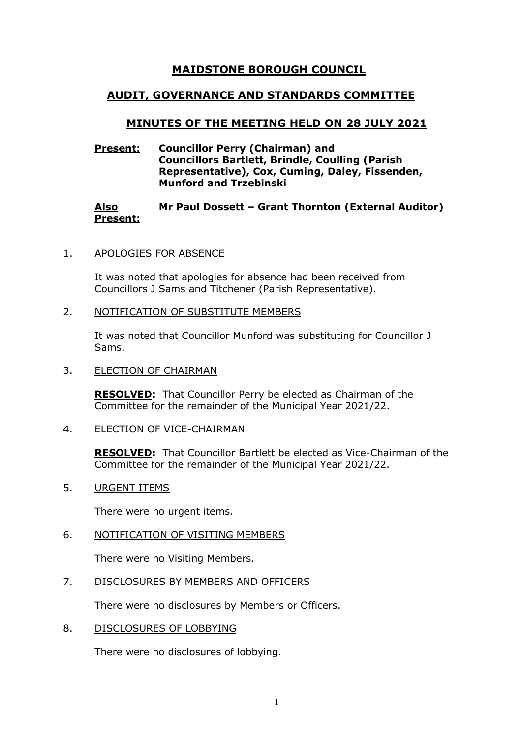# MAIDSTONE BOROUGH COUNCIL

## AUDIT, GOVERNANCE AND STANDARDS COMMITTEE

## MINUTES OF THE MEETING HELD ON 28 JULY 2021

**Present:** **Councillor Perry (Chairman) and Councillors Bartlett, Brindle, Coulling (Parish Representative), Cox, Cuming, Daley, Fissenden, Munford and Trzebinski**

**Also Present:** **Mr Paul Dossett – Grant Thornton (External Auditor)**

1. APOLOGIES FOR ABSENCE

   It was noted that apologies for absence had been received from Councillors J Sams and Titchener (Parish Representative).

2. NOTIFICATION OF SUBSTITUTE MEMBERS

   It was noted that Councillor Munford was substituting for Councillor J Sams.

3. ELECTION OF CHAIRMAN

   **RESOLVED:** That Councillor Perry be elected as Chairman of the Committee for the remainder of the Municipal Year 2021/22.

4. ELECTION OF VICE-CHAIRMAN

   **RESOLVED:** That Councillor Bartlett be elected as Vice-Chairman of the Committee for the remainder of the Municipal Year 2021/22.

5. URGENT ITEMS

   There were no urgent items.

6. NOTIFICATION OF VISITING MEMBERS

   There were no Visiting Members.

7. DISCLOSURES BY MEMBERS AND OFFICERS

   There were no disclosures by Members or Officers.

8. DISCLOSURES OF LOBBYING

   There were no disclosures of lobbying.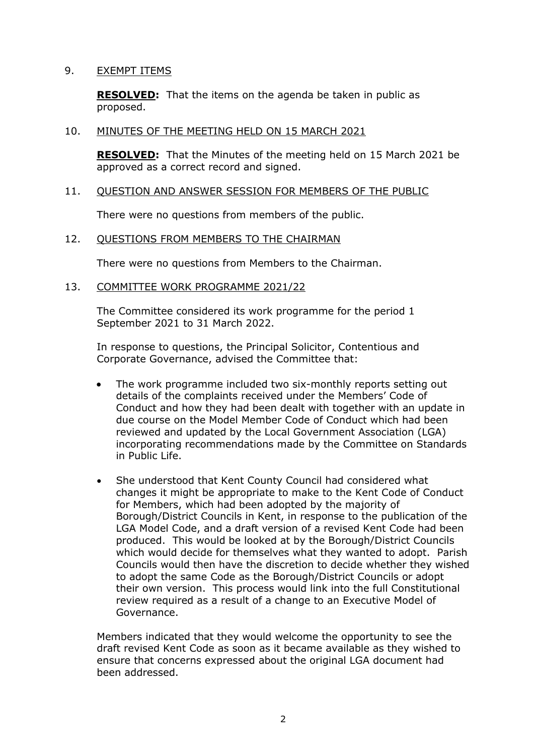9. EXEMPT ITEMS

**RESOLVED:** That the items on the agenda be taken in public as proposed.

10. MINUTES OF THE MEETING HELD ON 15 MARCH 2021

**RESOLVED:** That the Minutes of the meeting held on 15 March 2021 be approved as a correct record and signed.

11. QUESTION AND ANSWER SESSION FOR MEMBERS OF THE PUBLIC

There were no questions from members of the public.

12. QUESTIONS FROM MEMBERS TO THE CHAIRMAN

There were no questions from Members to the Chairman.

13. COMMITTEE WORK PROGRAMME 2021/22

The Committee considered its work programme for the period 1 September 2021 to 31 March 2022.

In response to questions, the Principal Solicitor, Contentious and Corporate Governance, advised the Committee that:

- The work programme included two six-monthly reports setting out details of the complaints received under the Members' Code of Conduct and how they had been dealt with together with an update in due course on the Model Member Code of Conduct which had been reviewed and updated by the Local Government Association (LGA) incorporating recommendations made by the Committee on Standards in Public Life.

- She understood that Kent County Council had considered what changes it might be appropriate to make to the Kent Code of Conduct for Members, which had been adopted by the majority of Borough/District Councils in Kent, in response to the publication of the LGA Model Code, and a draft version of a revised Kent Code had been produced. This would be looked at by the Borough/District Councils which would decide for themselves what they wanted to adopt. Parish Councils would then have the discretion to decide whether they wished to adopt the same Code as the Borough/District Councils or adopt their own version. This process would link into the full Constitutional review required as a result of a change to an Executive Model of Governance.

Members indicated that they would welcome the opportunity to see the draft revised Kent Code as soon as it became available as they wished to ensure that concerns expressed about the original LGA document had been addressed.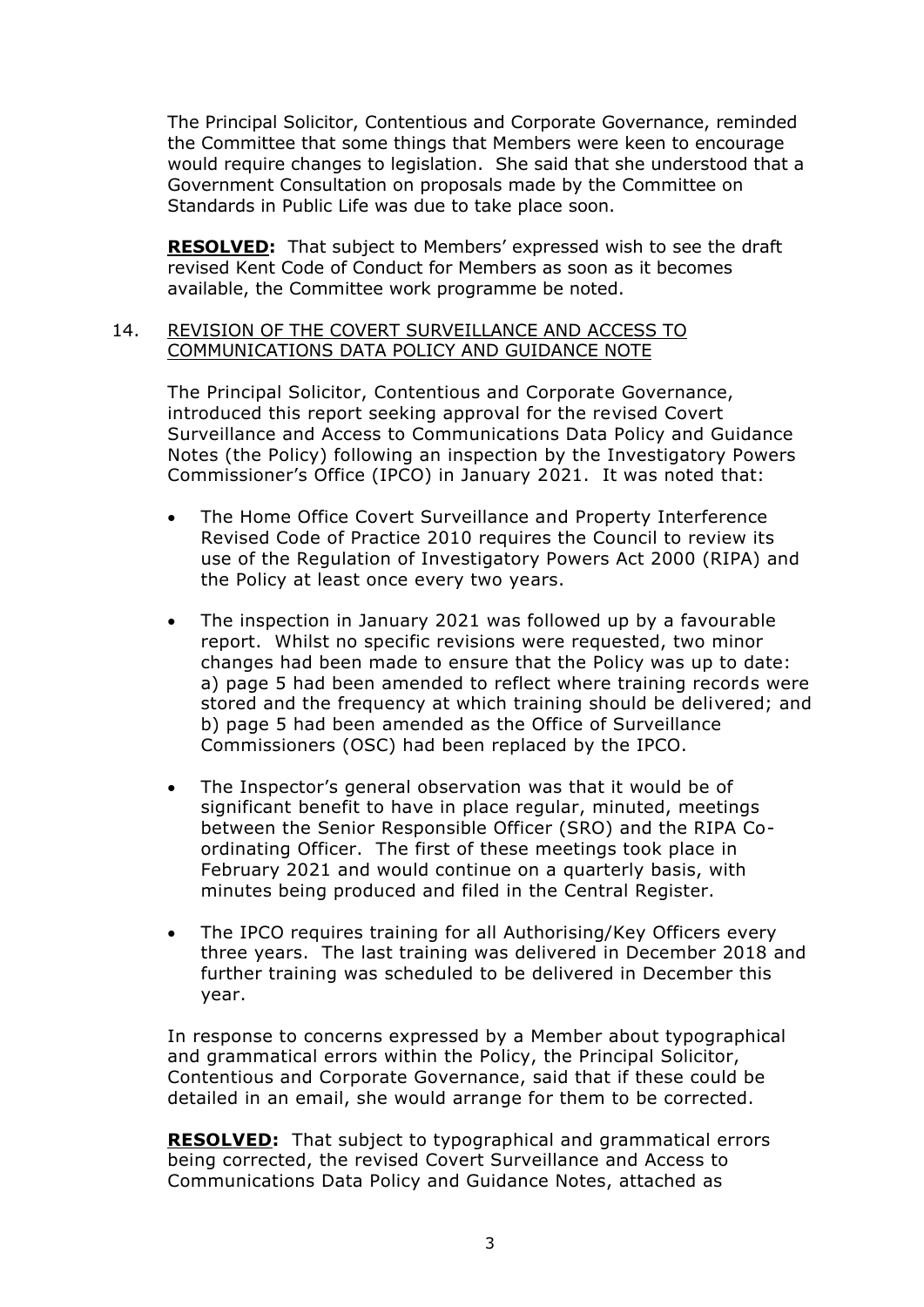The Principal Solicitor, Contentious and Corporate Governance, reminded the Committee that some things that Members were keen to encourage would require changes to legislation. She said that she understood that a Government Consultation on proposals made by the Committee on Standards in Public Life was due to take place soon.

**RESOLVED:** That subject to Members' expressed wish to see the draft revised Kent Code of Conduct for Members as soon as it becomes available, the Committee work programme be noted.

14. REVISION OF THE COVERT SURVEILLANCE AND ACCESS TO COMMUNICATIONS DATA POLICY AND GUIDANCE NOTE

The Principal Solicitor, Contentious and Corporate Governance, introduced this report seeking approval for the revised Covert Surveillance and Access to Communications Data Policy and Guidance Notes (the Policy) following an inspection by the Investigatory Powers Commissioner's Office (IPCO) in January 2021. It was noted that:

- The Home Office Covert Surveillance and Property Interference Revised Code of Practice 2010 requires the Council to review its use of the Regulation of Investigatory Powers Act 2000 (RIPA) and the Policy at least once every two years.
- The inspection in January 2021 was followed up by a favourable report. Whilst no specific revisions were requested, two minor changes had been made to ensure that the Policy was up to date: a) page 5 had been amended to reflect where training records were stored and the frequency at which training should be delivered; and b) page 5 had been amended as the Office of Surveillance Commissioners (OSC) had been replaced by the IPCO.
- The Inspector's general observation was that it would be of significant benefit to have in place regular, minuted, meetings between the Senior Responsible Officer (SRO) and the RIPA Co-ordinating Officer. The first of these meetings took place in February 2021 and would continue on a quarterly basis, with minutes being produced and filed in the Central Register.
- The IPCO requires training for all Authorising/Key Officers every three years. The last training was delivered in December 2018 and further training was scheduled to be delivered in December this year.

In response to concerns expressed by a Member about typographical and grammatical errors within the Policy, the Principal Solicitor, Contentious and Corporate Governance, said that if these could be detailed in an email, she would arrange for them to be corrected.

**RESOLVED:** That subject to typographical and grammatical errors being corrected, the revised Covert Surveillance and Access to Communications Data Policy and Guidance Notes, attached as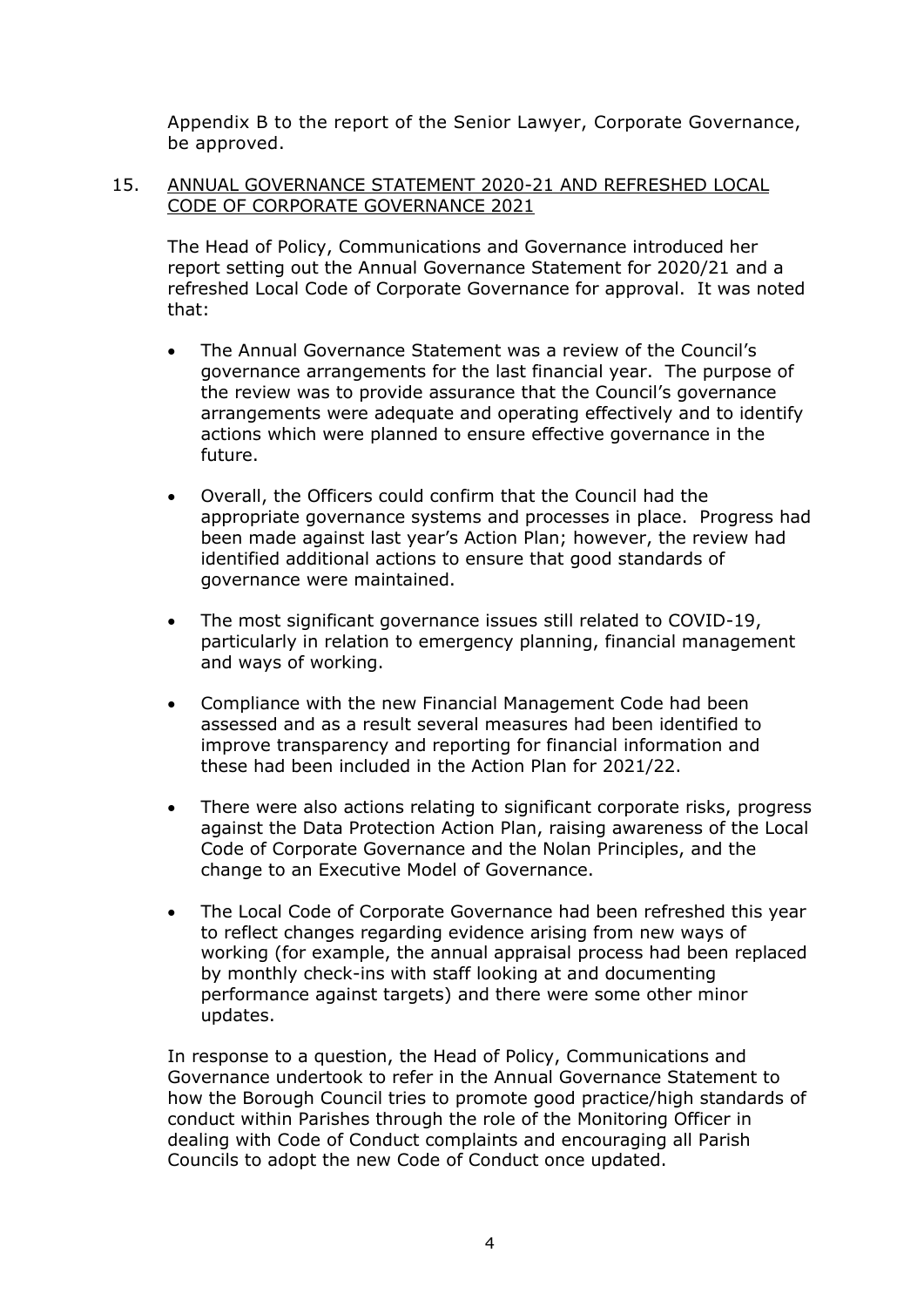Appendix B to the report of the Senior Lawyer, Corporate Governance, be approved.

15. ANNUAL GOVERNANCE STATEMENT 2020-21 AND REFRESHED LOCAL CODE OF CORPORATE GOVERNANCE 2021

The Head of Policy, Communications and Governance introduced her report setting out the Annual Governance Statement for 2020/21 and a refreshed Local Code of Corporate Governance for approval. It was noted that:

- The Annual Governance Statement was a review of the Council's governance arrangements for the last financial year. The purpose of the review was to provide assurance that the Council's governance arrangements were adequate and operating effectively and to identify actions which were planned to ensure effective governance in the future.
- Overall, the Officers could confirm that the Council had the appropriate governance systems and processes in place. Progress had been made against last year's Action Plan; however, the review had identified additional actions to ensure that good standards of governance were maintained.
- The most significant governance issues still related to COVID-19, particularly in relation to emergency planning, financial management and ways of working.
- Compliance with the new Financial Management Code had been assessed and as a result several measures had been identified to improve transparency and reporting for financial information and these had been included in the Action Plan for 2021/22.
- There were also actions relating to significant corporate risks, progress against the Data Protection Action Plan, raising awareness of the Local Code of Corporate Governance and the Nolan Principles, and the change to an Executive Model of Governance.
- The Local Code of Corporate Governance had been refreshed this year to reflect changes regarding evidence arising from new ways of working (for example, the annual appraisal process had been replaced by monthly check-ins with staff looking at and documenting performance against targets) and there were some other minor updates.

In response to a question, the Head of Policy, Communications and Governance undertook to refer in the Annual Governance Statement to how the Borough Council tries to promote good practice/high standards of conduct within Parishes through the role of the Monitoring Officer in dealing with Code of Conduct complaints and encouraging all Parish Councils to adopt the new Code of Conduct once updated.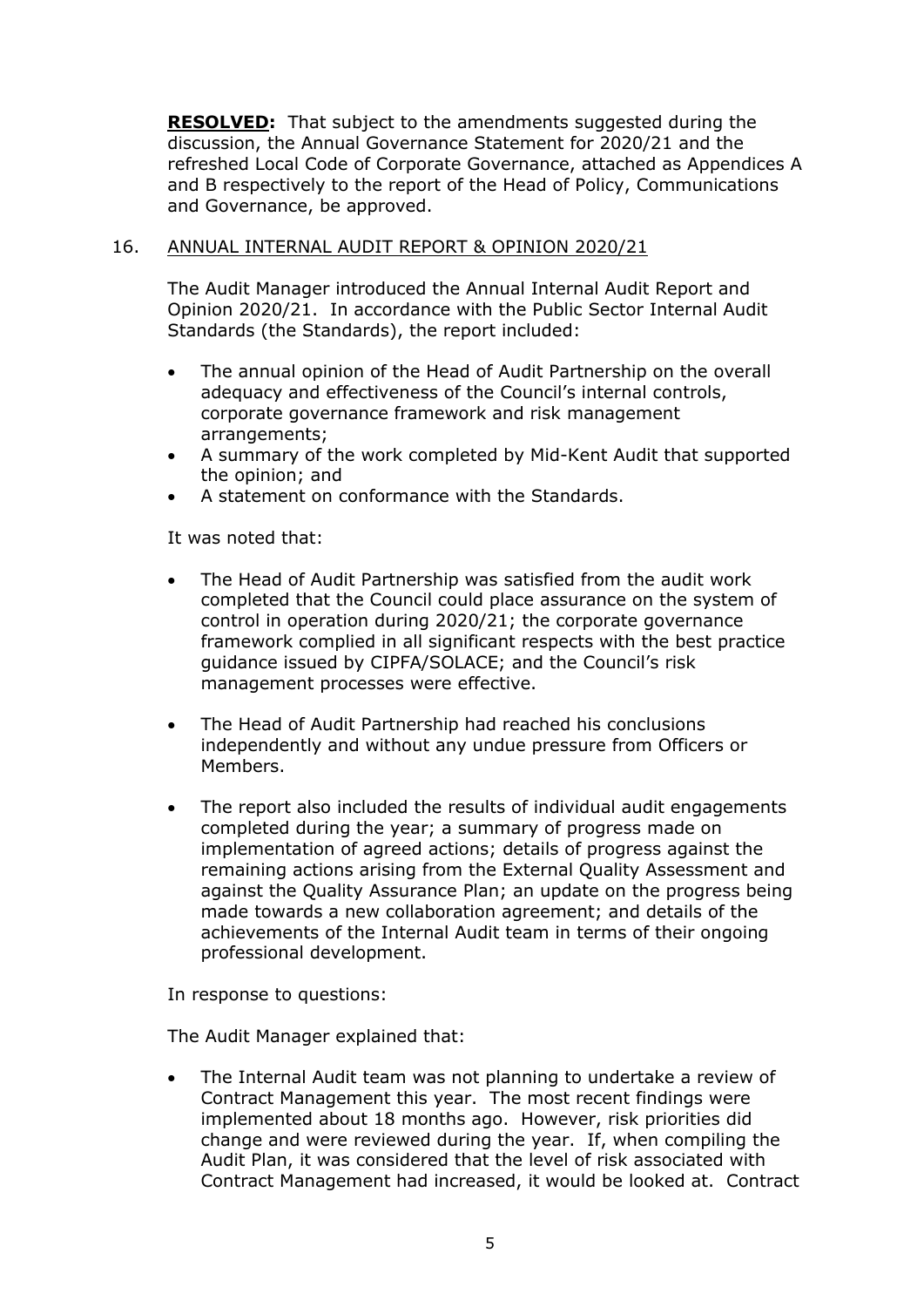**RESOLVED:** That subject to the amendments suggested during the discussion, the Annual Governance Statement for 2020/21 and the refreshed Local Code of Corporate Governance, attached as Appendices A and B respectively to the report of the Head of Policy, Communications and Governance, be approved.

16. <u>ANNUAL INTERNAL AUDIT REPORT & OPINION 2020/21</u>

The Audit Manager introduced the Annual Internal Audit Report and Opinion 2020/21. In accordance with the Public Sector Internal Audit Standards (the Standards), the report included:

- The annual opinion of the Head of Audit Partnership on the overall adequacy and effectiveness of the Council's internal controls, corporate governance framework and risk management arrangements;
- A summary of the work completed by Mid-Kent Audit that supported the opinion; and
- A statement on conformance with the Standards.

It was noted that:

- The Head of Audit Partnership was satisfied from the audit work completed that the Council could place assurance on the system of control in operation during 2020/21; the corporate governance framework complied in all significant respects with the best practice guidance issued by CIPFA/SOLACE; and the Council's risk management processes were effective.

- The Head of Audit Partnership had reached his conclusions independently and without any undue pressure from Officers or Members.

- The report also included the results of individual audit engagements completed during the year; a summary of progress made on implementation of agreed actions; details of progress against the remaining actions arising from the External Quality Assessment and against the Quality Assurance Plan; an update on the progress being made towards a new collaboration agreement; and details of the achievements of the Internal Audit team in terms of their ongoing professional development.

In response to questions:

The Audit Manager explained that:

- The Internal Audit team was not planning to undertake a review of Contract Management this year. The most recent findings were implemented about 18 months ago. However, risk priorities did change and were reviewed during the year. If, when compiling the Audit Plan, it was considered that the level of risk associated with Contract Management had increased, it would be looked at. Contract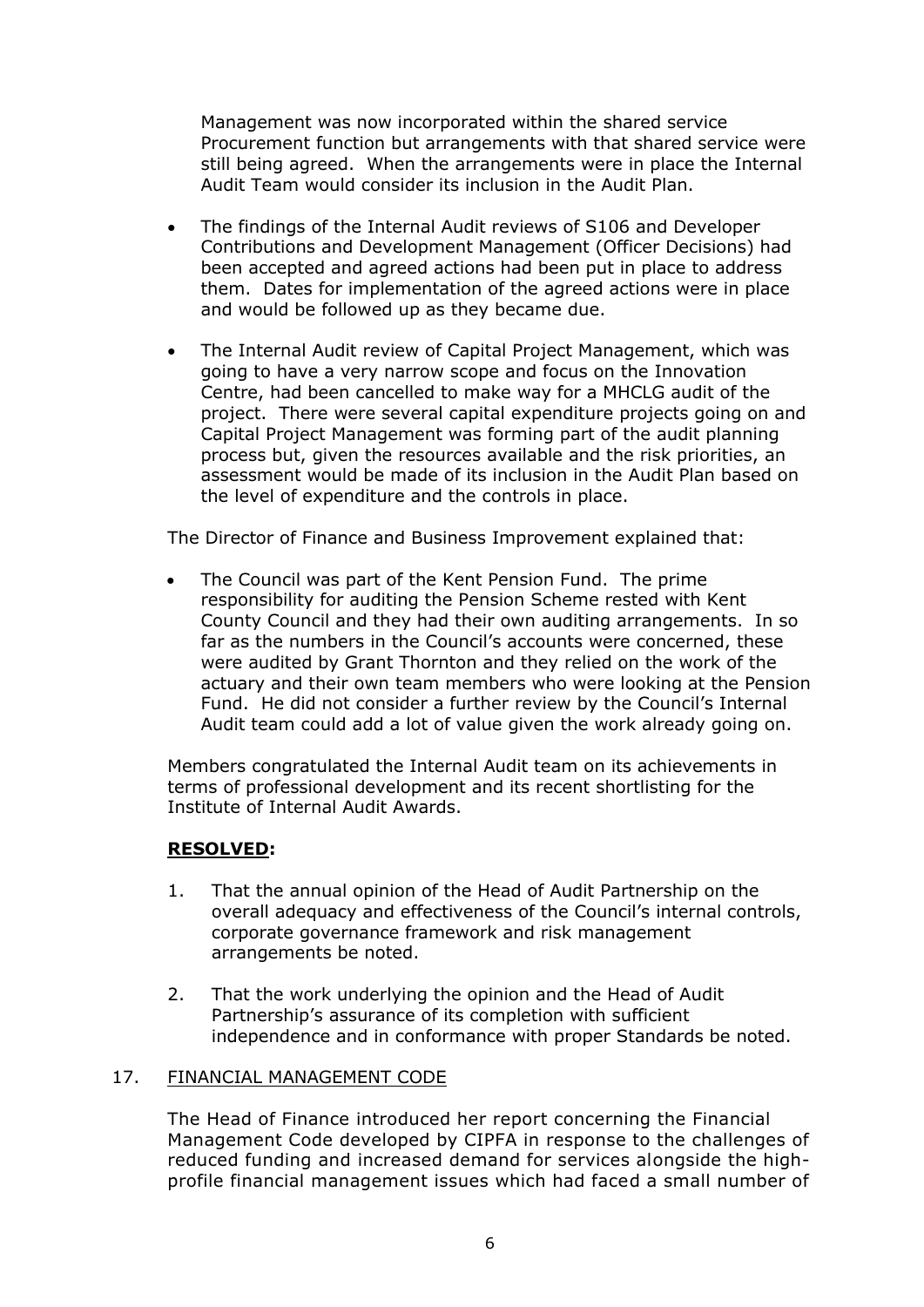Management was now incorporated within the shared service Procurement function but arrangements with that shared service were still being agreed. When the arrangements were in place the Internal Audit Team would consider its inclusion in the Audit Plan.

- The findings of the Internal Audit reviews of S106 and Developer Contributions and Development Management (Officer Decisions) had been accepted and agreed actions had been put in place to address them. Dates for implementation of the agreed actions were in place and would be followed up as they became due.

- The Internal Audit review of Capital Project Management, which was going to have a very narrow scope and focus on the Innovation Centre, had been cancelled to make way for a MHCLG audit of the project. There were several capital expenditure projects going on and Capital Project Management was forming part of the audit planning process but, given the resources available and the risk priorities, an assessment would be made of its inclusion in the Audit Plan based on the level of expenditure and the controls in place.

The Director of Finance and Business Improvement explained that:

- The Council was part of the Kent Pension Fund. The prime responsibility for auditing the Pension Scheme rested with Kent County Council and they had their own auditing arrangements. In so far as the numbers in the Council's accounts were concerned, these were audited by Grant Thornton and they relied on the work of the actuary and their own team members who were looking at the Pension Fund. He did not consider a further review by the Council's Internal Audit team could add a lot of value given the work already going on.

Members congratulated the Internal Audit team on its achievements in terms of professional development and its recent shortlisting for the Institute of Internal Audit Awards.

**RESOLVED:**

1. That the annual opinion of the Head of Audit Partnership on the overall adequacy and effectiveness of the Council's internal controls, corporate governance framework and risk management arrangements be noted.

2. That the work underlying the opinion and the Head of Audit Partnership's assurance of its completion with sufficient independence and in conformance with proper Standards be noted.

17. FINANCIAL MANAGEMENT CODE

The Head of Finance introduced her report concerning the Financial Management Code developed by CIPFA in response to the challenges of reduced funding and increased demand for services alongside the high-profile financial management issues which had faced a small number of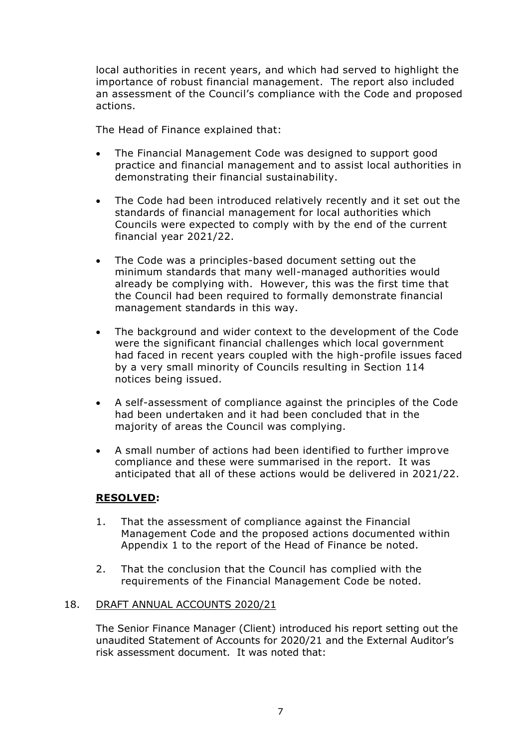local authorities in recent years, and which had served to highlight the importance of robust financial management. The report also included an assessment of the Council's compliance with the Code and proposed actions.

The Head of Finance explained that:

- The Financial Management Code was designed to support good practice and financial management and to assist local authorities in demonstrating their financial sustainability.

- The Code had been introduced relatively recently and it set out the standards of financial management for local authorities which Councils were expected to comply with by the end of the current financial year 2021/22.

- The Code was a principles-based document setting out the minimum standards that many well-managed authorities would already be complying with. However, this was the first time that the Council had been required to formally demonstrate financial management standards in this way.

- The background and wider context to the development of the Code were the significant financial challenges which local government had faced in recent years coupled with the high-profile issues faced by a very small minority of Councils resulting in Section 114 notices being issued.

- A self-assessment of compliance against the principles of the Code had been undertaken and it had been concluded that in the majority of areas the Council was complying.

- A small number of actions had been identified to further improve compliance and these were summarised in the report. It was anticipated that all of these actions would be delivered in 2021/22.

**RESOLVED:**

1. That the assessment of compliance against the Financial Management Code and the proposed actions documented within Appendix 1 to the report of the Head of Finance be noted.

2. That the conclusion that the Council has complied with the requirements of the Financial Management Code be noted.

18. DRAFT ANNUAL ACCOUNTS 2020/21

The Senior Finance Manager (Client) introduced his report setting out the unaudited Statement of Accounts for 2020/21 and the External Auditor's risk assessment document. It was noted that: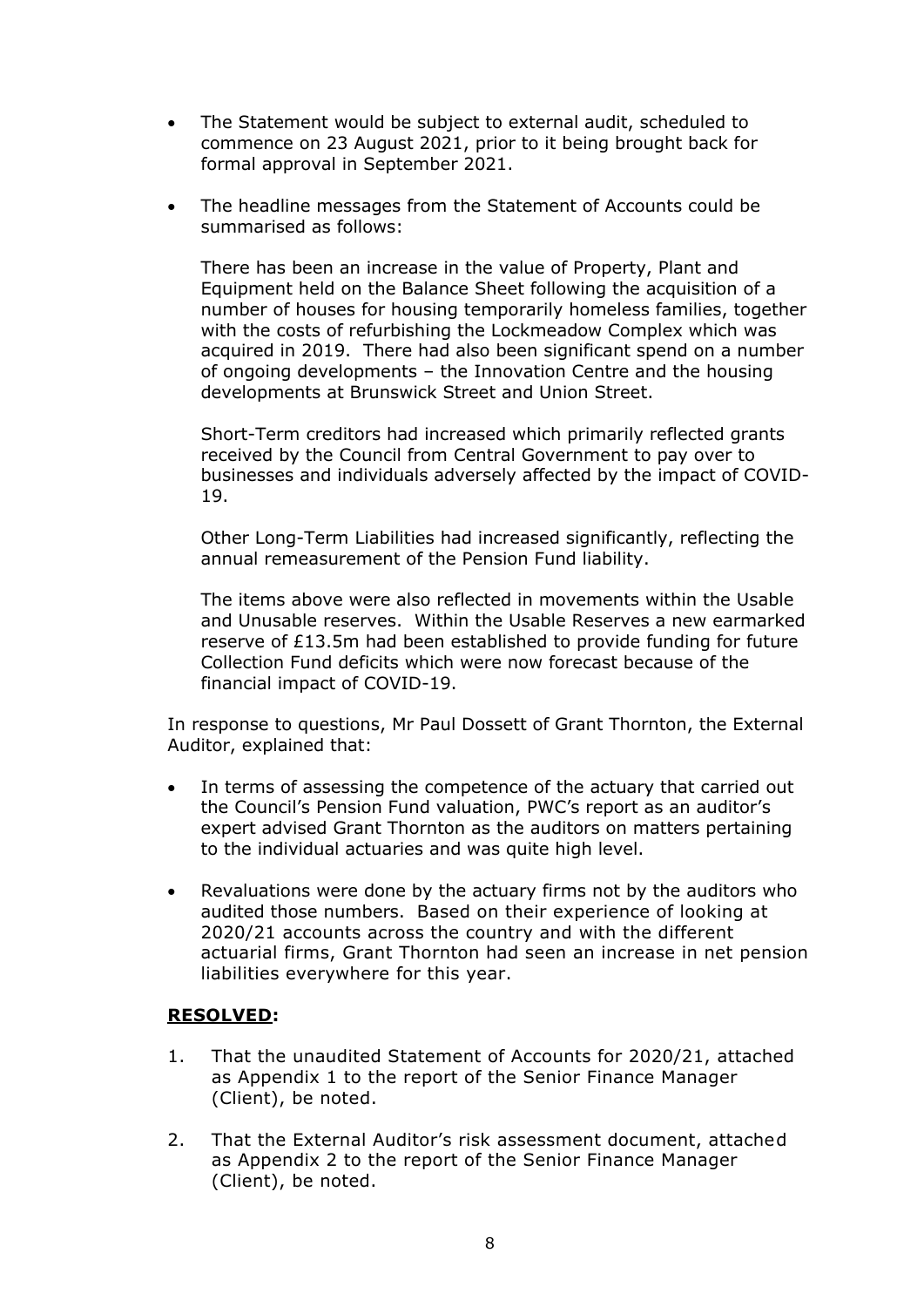- The Statement would be subject to external audit, scheduled to commence on 23 August 2021, prior to it being brought back for formal approval in September 2021.

- The headline messages from the Statement of Accounts could be summarised as follows:

  There has been an increase in the value of Property, Plant and Equipment held on the Balance Sheet following the acquisition of a number of houses for housing temporarily homeless families, together with the costs of refurbishing the Lockmeadow Complex which was acquired in 2019. There had also been significant spend on a number of ongoing developments – the Innovation Centre and the housing developments at Brunswick Street and Union Street.

  Short-Term creditors had increased which primarily reflected grants received by the Council from Central Government to pay over to businesses and individuals adversely affected by the impact of COVID-19.

  Other Long-Term Liabilities had increased significantly, reflecting the annual remeasurement of the Pension Fund liability.

  The items above were also reflected in movements within the Usable and Unusable reserves. Within the Usable Reserves a new earmarked reserve of £13.5m had been established to provide funding for future Collection Fund deficits which were now forecast because of the financial impact of COVID-19.

In response to questions, Mr Paul Dossett of Grant Thornton, the External Auditor, explained that:

- In terms of assessing the competence of the actuary that carried out the Council's Pension Fund valuation, PWC's report as an auditor's expert advised Grant Thornton as the auditors on matters pertaining to the individual actuaries and was quite high level.

- Revaluations were done by the actuary firms not by the auditors who audited those numbers. Based on their experience of looking at 2020/21 accounts across the country and with the different actuarial firms, Grant Thornton had seen an increase in net pension liabilities everywhere for this year.

**RESOLVED:**

1. That the unaudited Statement of Accounts for 2020/21, attached as Appendix 1 to the report of the Senior Finance Manager (Client), be noted.

2. That the External Auditor's risk assessment document, attached as Appendix 2 to the report of the Senior Finance Manager (Client), be noted.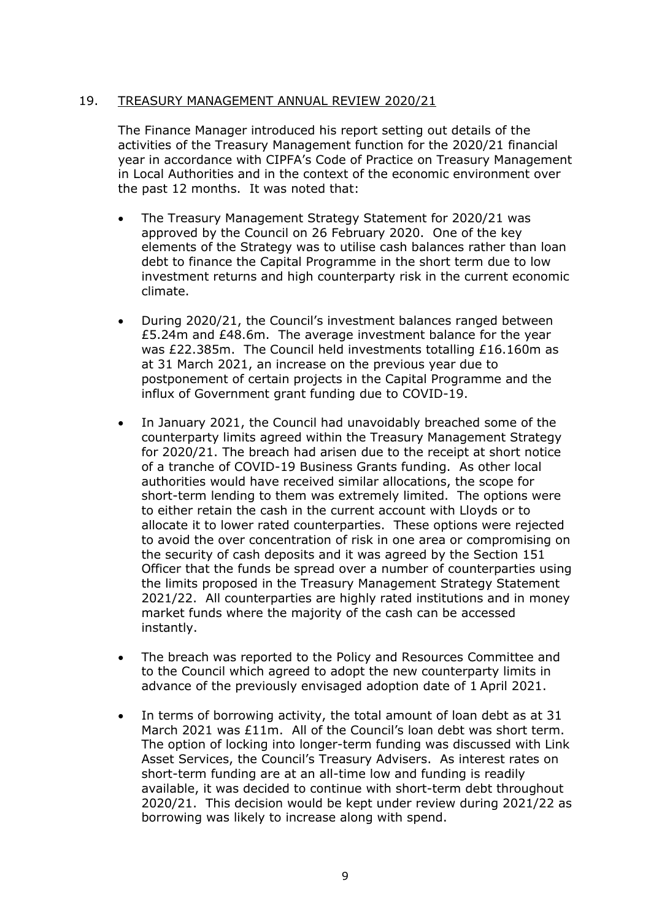## 19. TREASURY MANAGEMENT ANNUAL REVIEW 2020/21

The Finance Manager introduced his report setting out details of the activities of the Treasury Management function for the 2020/21 financial year in accordance with CIPFA's Code of Practice on Treasury Management in Local Authorities and in the context of the economic environment over the past 12 months. It was noted that:

- The Treasury Management Strategy Statement for 2020/21 was approved by the Council on 26 February 2020. One of the key elements of the Strategy was to utilise cash balances rather than loan debt to finance the Capital Programme in the short term due to low investment returns and high counterparty risk in the current economic climate.
- During 2020/21, the Council's investment balances ranged between £5.24m and £48.6m. The average investment balance for the year was £22.385m. The Council held investments totalling £16.160m as at 31 March 2021, an increase on the previous year due to postponement of certain projects in the Capital Programme and the influx of Government grant funding due to COVID-19.
- In January 2021, the Council had unavoidably breached some of the counterparty limits agreed within the Treasury Management Strategy for 2020/21. The breach had arisen due to the receipt at short notice of a tranche of COVID-19 Business Grants funding. As other local authorities would have received similar allocations, the scope for short-term lending to them was extremely limited. The options were to either retain the cash in the current account with Lloyds or to allocate it to lower rated counterparties. These options were rejected to avoid the over concentration of risk in one area or compromising on the security of cash deposits and it was agreed by the Section 151 Officer that the funds be spread over a number of counterparties using the limits proposed in the Treasury Management Strategy Statement 2021/22. All counterparties are highly rated institutions and in money market funds where the majority of the cash can be accessed instantly.
- The breach was reported to the Policy and Resources Committee and to the Council which agreed to adopt the new counterparty limits in advance of the previously envisaged adoption date of 1 April 2021.
- In terms of borrowing activity, the total amount of loan debt as at 31 March 2021 was £11m. All of the Council's loan debt was short term. The option of locking into longer-term funding was discussed with Link Asset Services, the Council's Treasury Advisers. As interest rates on short-term funding are at an all-time low and funding is readily available, it was decided to continue with short-term debt throughout 2020/21. This decision would be kept under review during 2021/22 as borrowing was likely to increase along with spend.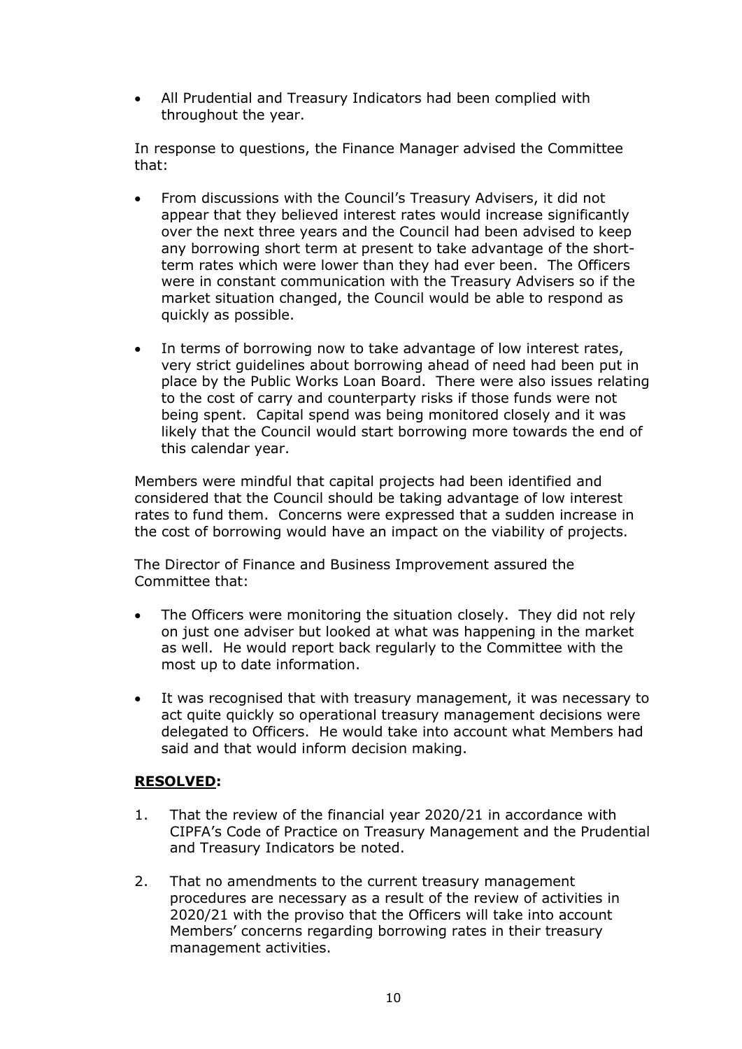- All Prudential and Treasury Indicators had been complied with throughout the year.

In response to questions, the Finance Manager advised the Committee that:

- From discussions with the Council's Treasury Advisers, it did not appear that they believed interest rates would increase significantly over the next three years and the Council had been advised to keep any borrowing short term at present to take advantage of the short-term rates which were lower than they had ever been. The Officers were in constant communication with the Treasury Advisers so if the market situation changed, the Council would be able to respond as quickly as possible.
- In terms of borrowing now to take advantage of low interest rates, very strict guidelines about borrowing ahead of need had been put in place by the Public Works Loan Board. There were also issues relating to the cost of carry and counterparty risks if those funds were not being spent. Capital spend was being monitored closely and it was likely that the Council would start borrowing more towards the end of this calendar year.

Members were mindful that capital projects had been identified and considered that the Council should be taking advantage of low interest rates to fund them. Concerns were expressed that a sudden increase in the cost of borrowing would have an impact on the viability of projects.

The Director of Finance and Business Improvement assured the Committee that:

- The Officers were monitoring the situation closely. They did not rely on just one adviser but looked at what was happening in the market as well. He would report back regularly to the Committee with the most up to date information.
- It was recognised that with treasury management, it was necessary to act quite quickly so operational treasury management decisions were delegated to Officers. He would take into account what Members had said and that would inform decision making.

**RESOLVED:**

1. That the review of the financial year 2020/21 in accordance with CIPFA's Code of Practice on Treasury Management and the Prudential and Treasury Indicators be noted.
2. That no amendments to the current treasury management procedures are necessary as a result of the review of activities in 2020/21 with the proviso that the Officers will take into account Members' concerns regarding borrowing rates in their treasury management activities.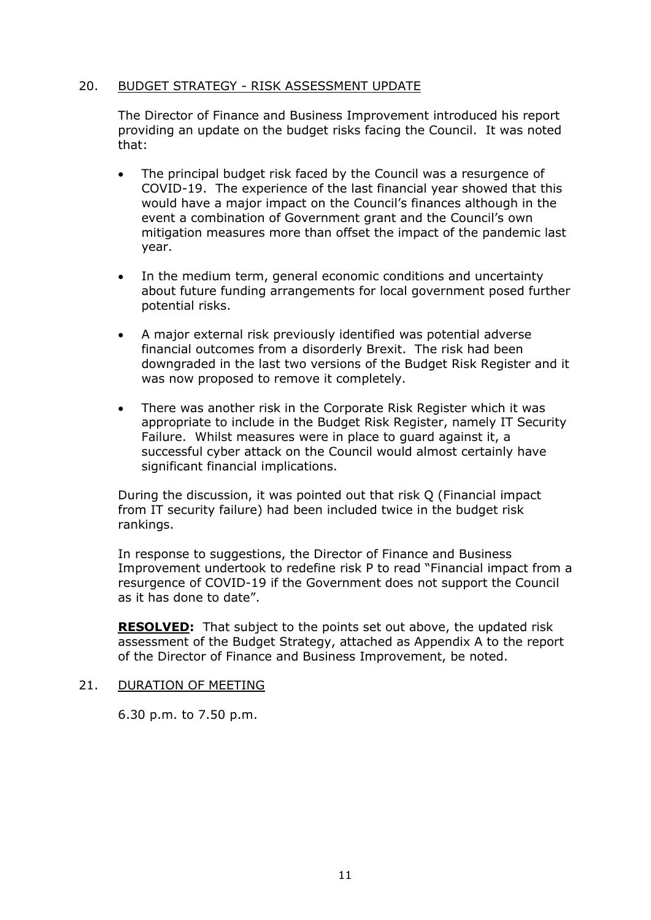## 20. BUDGET STRATEGY - RISK ASSESSMENT UPDATE

The Director of Finance and Business Improvement introduced his report providing an update on the budget risks facing the Council. It was noted that:

- The principal budget risk faced by the Council was a resurgence of COVID-19. The experience of the last financial year showed that this would have a major impact on the Council's finances although in the event a combination of Government grant and the Council's own mitigation measures more than offset the impact of the pandemic last year.

- In the medium term, general economic conditions and uncertainty about future funding arrangements for local government posed further potential risks.

- A major external risk previously identified was potential adverse financial outcomes from a disorderly Brexit. The risk had been downgraded in the last two versions of the Budget Risk Register and it was now proposed to remove it completely.

- There was another risk in the Corporate Risk Register which it was appropriate to include in the Budget Risk Register, namely IT Security Failure. Whilst measures were in place to guard against it, a successful cyber attack on the Council would almost certainly have significant financial implications.

During the discussion, it was pointed out that risk Q (Financial impact from IT security failure) had been included twice in the budget risk rankings.

In response to suggestions, the Director of Finance and Business Improvement undertook to redefine risk P to read "Financial impact from a resurgence of COVID-19 if the Government does not support the Council as it has done to date".

**RESOLVED:** That subject to the points set out above, the updated risk assessment of the Budget Strategy, attached as Appendix A to the report of the Director of Finance and Business Improvement, be noted.

## 21. DURATION OF MEETING

6.30 p.m. to 7.50 p.m.